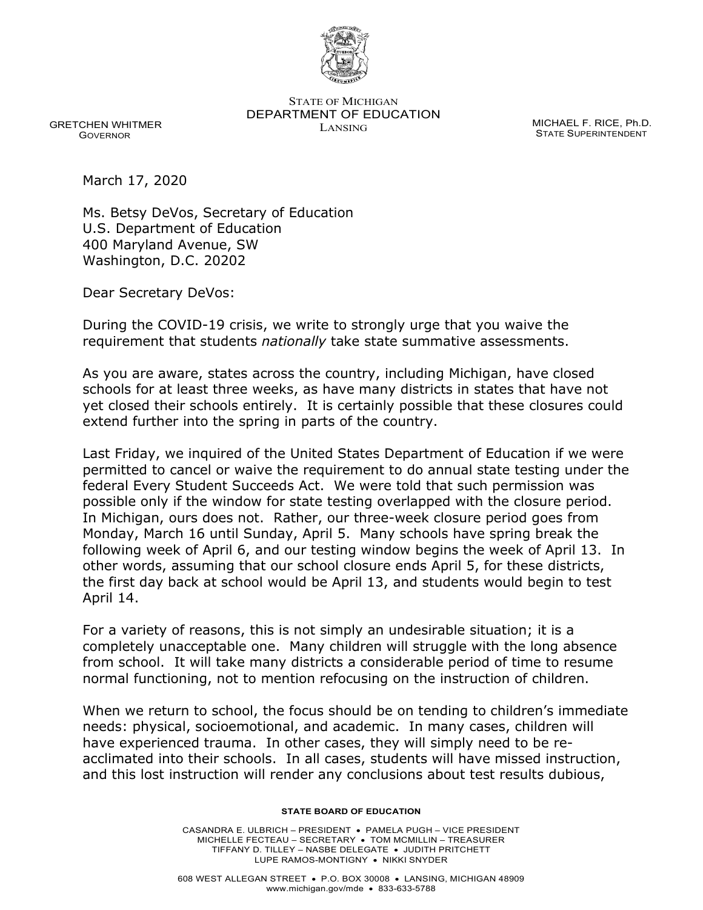STATE OF MICHIGAN
DEPARTMENT OF EDUCATION
LANSING

GRETCHEN WHITMER
GOVERNOR

MICHAEL F. RICE, Ph.D.
STATE SUPERINTENDENT

March 17, 2020

Ms. Betsy DeVos, Secretary of Education
U.S. Department of Education
400 Maryland Avenue, SW
Washington, D.C. 20202

Dear Secretary DeVos:

During the COVID-19 crisis, we write to strongly urge that you waive the requirement that students *nationally* take state summative assessments.

As you are aware, states across the country, including Michigan, have closed schools for at least three weeks, as have many districts in states that have not yet closed their schools entirely. It is certainly possible that these closures could extend further into the spring in parts of the country.

Last Friday, we inquired of the United States Department of Education if we were permitted to cancel or waive the requirement to do annual state testing under the federal Every Student Succeeds Act. We were told that such permission was possible only if the window for state testing overlapped with the closure period. In Michigan, ours does not. Rather, our three-week closure period goes from Monday, March 16 until Sunday, April 5. Many schools have spring break the following week of April 6, and our testing window begins the week of April 13. In other words, assuming that our school closure ends April 5, for these districts, the first day back at school would be April 13, and students would begin to test April 14.

For a variety of reasons, this is not simply an undesirable situation; it is a completely unacceptable one. Many children will struggle with the long absence from school. It will take many districts a considerable period of time to resume normal functioning, not to mention refocusing on the instruction of children.

When we return to school, the focus should be on tending to children's immediate needs: physical, socioemotional, and academic. In many cases, children will have experienced trauma. In other cases, they will simply need to be re-acclimated into their schools. In all cases, students will have missed instruction, and this lost instruction will render any conclusions about test results dubious,

**STATE BOARD OF EDUCATION**

CASANDRA E. ULBRICH – PRESIDENT • PAMELA PUGH – VICE PRESIDENT
MICHELLE FECTEAU – SECRETARY • TOM MCMILLIN – TREASURER
TIFFANY D. TILLEY – NASBE DELEGATE • JUDITH PRITCHETT
LUPE RAMOS-MONTIGNY • NIKKI SNYDER

608 WEST ALLEGAN STREET • P.O. BOX 30008 • LANSING, MICHIGAN 48909
www.michigan.gov/mde • 833-633-5788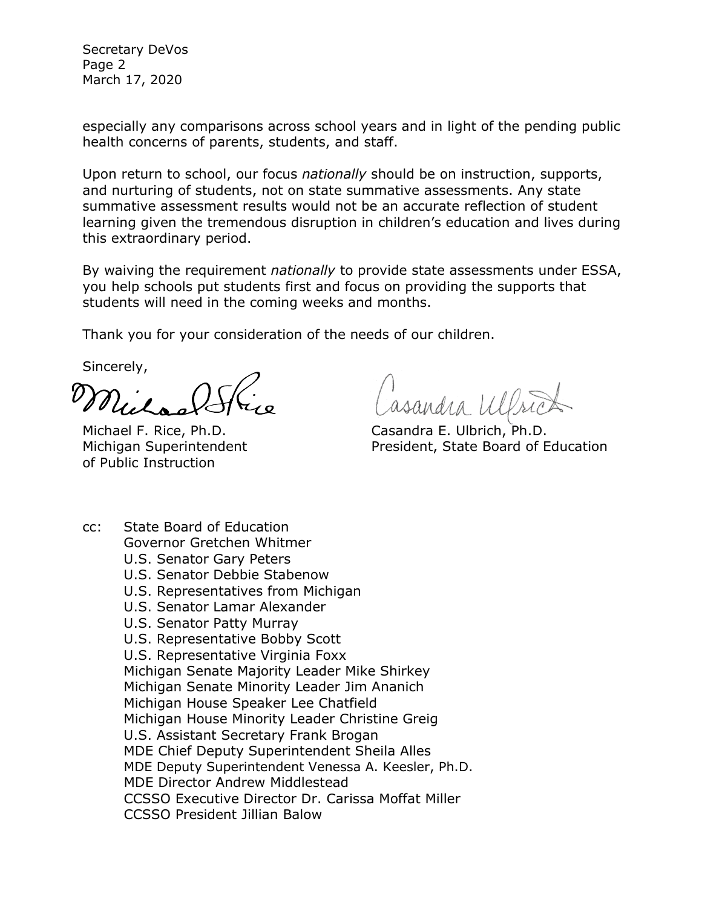especially any comparisons across school years and in light of the pending public health concerns of parents, students, and staff.

Upon return to school, our focus *nationally* should be on instruction, supports, and nurturing of students, not on state summative assessments. Any state summative assessment results would not be an accurate reflection of student learning given the tremendous disruption in children's education and lives during this extraordinary period.

By waiving the requirement *nationally* to provide state assessments under ESSA, you help schools put students first and focus on providing the supports that students will need in the coming weeks and months.

Thank you for your consideration of the needs of our children.

Sincerely,

Michael F. Rice, Ph.D.
Michigan Superintendent
of Public Instruction

Casandra E. Ulbrich, Ph.D.
President, State Board of Education

cc: State Board of Education
Governor Gretchen Whitmer
U.S. Senator Gary Peters
U.S. Senator Debbie Stabenow
U.S. Representatives from Michigan
U.S. Senator Lamar Alexander
U.S. Senator Patty Murray
U.S. Representative Bobby Scott
U.S. Representative Virginia Foxx
Michigan Senate Majority Leader Mike Shirkey
Michigan Senate Minority Leader Jim Ananich
Michigan House Speaker Lee Chatfield
Michigan House Minority Leader Christine Greig
U.S. Assistant Secretary Frank Brogan
MDE Chief Deputy Superintendent Sheila Alles
MDE Deputy Superintendent Venessa A. Keesler, Ph.D.
MDE Director Andrew Middlestead
CCSSO Executive Director Dr. Carissa Moffat Miller
CCSSO President Jillian Balow